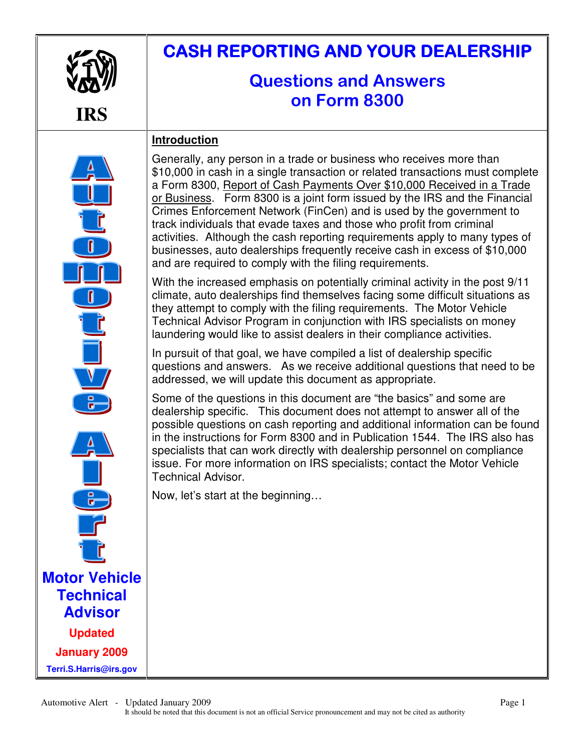IRS

# CASH REPORTING AND YOUR DEALERSHIP

## Questions and Answers on Form 8300

**Automotive Alert**

**Motor Vehicle Technical Advisor**

**Updated January 2009**

**Terri.S.Harris@irs.gov**

### Introduction

Generally, any person in a trade or business who receives more than $10,000 in cash in a single transaction or related transactions must complete a Form 8300, Report of Cash Payments Over $10,000 Received in a Trade or Business. Form 8300 is a joint form issued by the IRS and the Financial Crimes Enforcement Network (FinCen) and is used by the government to track individuals that evade taxes and those who profit from criminal activities. Although the cash reporting requirements apply to many types of businesses, auto dealerships frequently receive cash in excess of $10,000 and are required to comply with the filing requirements.

With the increased emphasis on potentially criminal activity in the post 9/11 climate, auto dealerships find themselves facing some difficult situations as they attempt to comply with the filing requirements. The Motor Vehicle Technical Advisor Program in conjunction with IRS specialists on money laundering would like to assist dealers in their compliance activities.

In pursuit of that goal, we have compiled a list of dealership specific questions and answers. As we receive additional questions that need to be addressed, we will update this document as appropriate.

Some of the questions in this document are "the basics" and some are dealership specific. This document does not attempt to answer all of the possible questions on cash reporting and additional information can be found in the instructions for Form 8300 and in Publication 1544. The IRS also has specialists that can work directly with dealership personnel on compliance issue. For more information on IRS specialists; contact the Motor Vehicle Technical Advisor.

Now, let's start at the beginning…

It should be noted that this document is not an official Service pronouncement and may not be cited as authority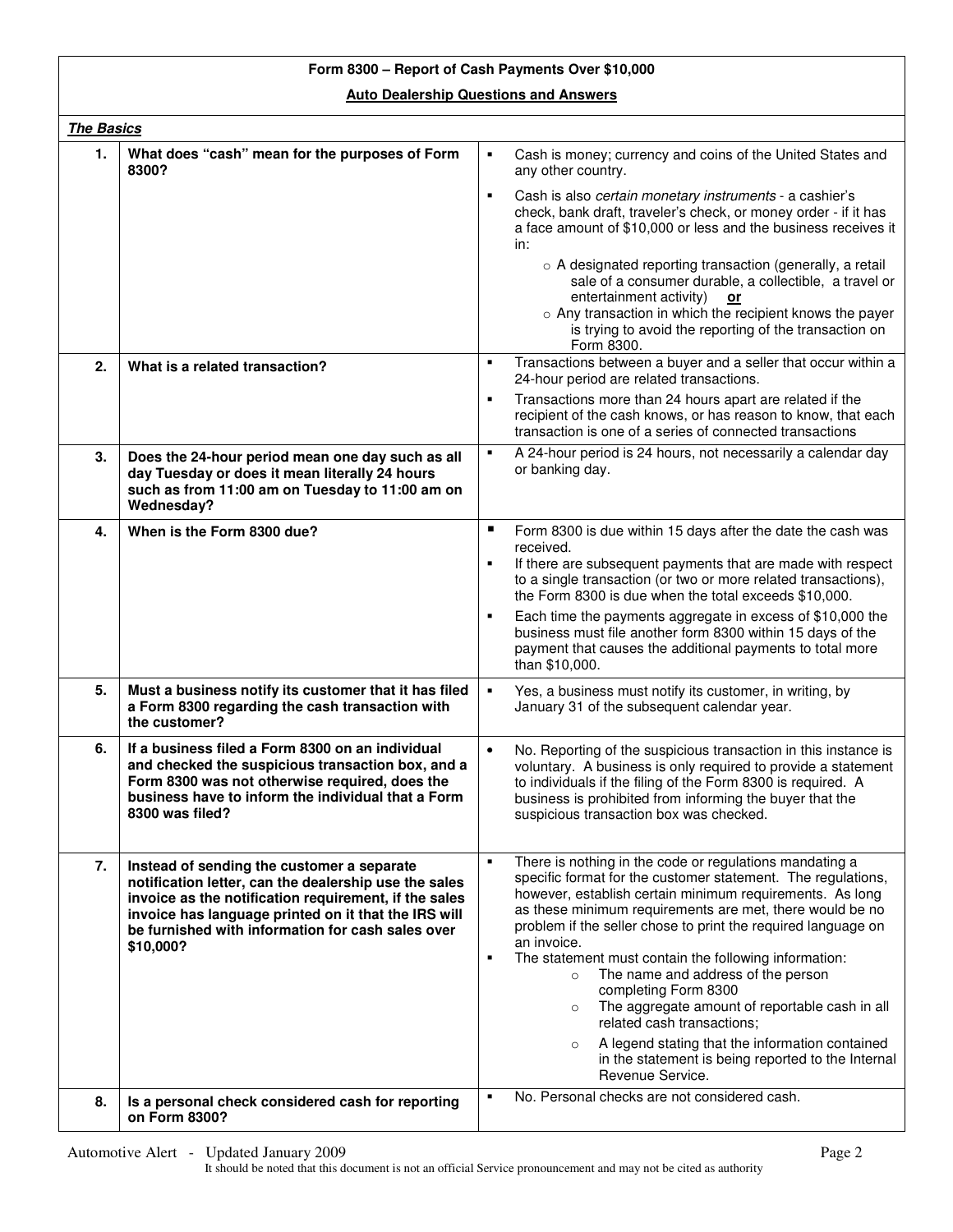# Form 8300 – Report of Cash Payments Over $10,000

## Auto Dealership Questions and Answers

| | ***The Basics*** | |
|---|---|---|
| **1.** | **What does "cash" mean for the purposes of Form 8300?** | ▪ Cash is money; currency and coins of the United States and any other country.<br>▪ Cash is also *certain monetary instruments* - a cashier's check, bank draft, traveler's check, or money order - if it has a face amount of $10,000 or less and the business receives it in:<br>○ A designated reporting transaction (generally, a retail sale of a consumer durable, a collectible, a travel or entertainment activity) **<u>or</u>**<br>○ Any transaction in which the recipient knows the payer is trying to avoid the reporting of the transaction on Form 8300. |
| **2.** | **What is a related transaction?** | ▪ Transactions between a buyer and a seller that occur within a 24-hour period are related transactions.<br>▪ Transactions more than 24 hours apart are related if the recipient of the cash knows, or has reason to know, that each transaction is one of a series of connected transactions |
| **3.** | **Does the 24-hour period mean one day such as all day Tuesday or does it mean literally 24 hours such as from 11:00 am on Tuesday to 11:00 am on Wednesday?** | ▪ A 24-hour period is 24 hours, not necessarily a calendar day or banking day. |
| **4.** | **When is the Form 8300 due?** | ▪ Form 8300 is due within 15 days after the date the cash was received.<br>▪ If there are subsequent payments that are made with respect to a single transactions (or two or more related transactions), the Form 8300 is due when the total exceeds $10,000.<br>▪ Each time the payments aggregate in excess of $10,000 the business must file another form 8300 within 15 days of the payment that causes the additional payments to total more than $10,000. |
| **5.** | **Must a business notify its customer that it has filed a Form 8300 regarding the cash transaction with the customer?** | ▪ Yes, a business must notify its customer, in writing, by January 31 of the subsequent calendar year. |
| **6.** | **If a business filed a Form 8300 on an individual and checked the suspicious transaction box, and a Form 8300 was not otherwise required, does the business have to inform the individual that a Form 8300 was filed?** | • No. Reporting of the suspicious transaction in this instance is voluntary. A business is only required to provide a statement to individuals if the filing of the Form 8300 is required. A business is prohibited from informing the buyer that the suspicious transaction box was checked. |
| **7.** | **Instead of sending the customer a separate notification letter, can the dealership use the sales invoice as the notification requirement, if the sales invoice has language printed on it that the IRS will be furnished with information for cash sales over $10,000?** | ▪ There is nothing in the code or regulations mandating a specific format for the customer statement. The regulations, however, establish certain minimum requirements. As long as these minimum requirements are met, there would be no problem if the seller chose to print the required language on an invoice.<br>▪ The statement must contain the following information:<br>○ The name and address of the person completing Form 8300<br>○ The aggregate amount of reportable cash in all related cash transactions;<br>○ A legend stating that the information contained in the statement is being reported to the Internal Revenue Service. |
| **8.** | **Is a personal check considered cash for reporting on Form 8300?** | ▪ No. Personal checks are not considered cash. |

Automotive Alert - Updated January 2009

It should be noted that this document is not an official Service pronouncement and may not be cited as authority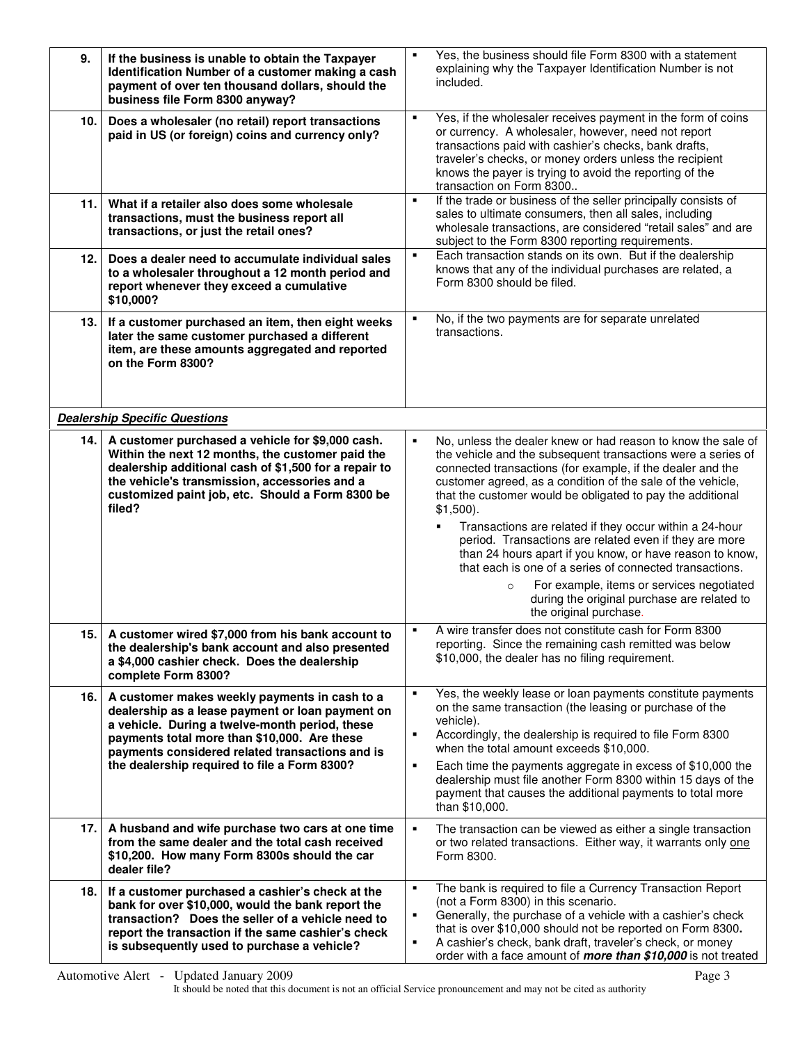| | | |
|---|---|---|
| **9.** | **If the business is unable to obtain the Taxpayer Identification Number of a customer making a cash payment of over ten thousand dollars, should the business file Form 8300 anyway?** | ▪ Yes, the business should file Form 8300 with a statement explaining why the Taxpayer Identification Number is not included. |
| **10.** | **Does a wholesaler (no retail) report transactions paid in US (or foreign) coins and currency only?** | ▪ Yes, if the wholesaler receives payment in the form of coins or currency. A wholesaler, however, need not report transactions paid with cashier's checks, bank drafts, traveler's checks, or money orders unless the recipient knows the payer is trying to avoid the reporting of the transaction on Form 8300.. |
| **11.** | **What if a retailer also does some wholesale transactions, must the business report all transactions, or just the retail ones?** | ▪ If the trade or business of the seller principally consists of sales to ultimate consumers, then all sales, including wholesale transactions, are considered "retail sales" and are subject to the Form 8300 reporting requirements. |
| **12.** | **Does a dealer need to accumulate individual sales to a wholesaler throughout a 12 month period and report whenever they exceed a cumulative $10,000?** | ▪ Each transaction stands on its own. But if the dealership knows that any of the individual purchases are related, a Form 8300 should be filed. |
| **13.** | **If a customer purchased an item, then eight weeks later the same customer purchased a different item, are these amounts aggregated and reported on the Form 8300?** | ▪ No, if the two payments are for separate unrelated transactions. |
| ***Dealership Specific Questions*** | | |
| **14.** | **A customer purchased a vehicle for $9,000 cash. Within the next 12 months, the customer paid the dealership additional cash of $1,500 for a repair to the vehicle's transmission, accessories and a customized paint job, etc. Should a Form 8300 be filed?** | ▪ No, unless the dealer knew or had reason to know the sale of the vehicle and the subsequent transactions were a series of connected transactions (for example, if the dealer and the customer agreed, as a condition of the sale of the vehicle, that the customer would be obligated to pay the additional $1,500).<br>&nbsp;&nbsp;▪ Transactions are related if they occur within a 24-hour period. Transactions are related even if they are more than 24 hours apart if you know, or have reason to know, that each is one of a series of connected transactions.<br>&nbsp;&nbsp;&nbsp;&nbsp;o For example, items or services negotiated during the original purchase are related to the original purchase. |
| **15.** | **A customer wired $7,000 from his bank account to the dealership's bank account and also presented a $4,000 cashier check. Does the dealership complete Form 8300?** | ▪ A wire transfer does not constitute cash for Form 8300 reporting. Since the remaining cash remitted was below $10,000, the dealer has no filing requirement. |
| **16.** | **A customer makes weekly payments in cash to a dealership as a lease payment or loan payment on a vehicle. During a twelve-month period, these payments total more than $10,000. Are these payments considered related transactions and is the dealership required to file a Form 8300?** | ▪ Yes, the weekly lease or loan payments constitute payments on the same transaction (the leasing or purchase of the vehicle).<br>▪ Accordingly, the dealership is required to file Form 8300 when the total amount exceeds $10,000.<br>▪ Each time the payments aggregate in excess of $10,000 the dealership must file another Form 8300 within 15 days of the payment that causes the additional payments to total more than $10,000. |
| **17.** | **A husband and wife purchase two cars at one time from the same dealer and the total cash received $10,200. How many Form 8300s should the car dealer file?** | ▪ The transaction can be viewed as either a single transaction or two related transactions. Either way, it warrants only <u>one</u> Form 8300. |
| **18.** | **If a customer purchased a cashier's check at the bank for over $10,000, would the bank report the transaction? Does the seller of a vehicle need to report the transaction if the same cashier's check is subsequently used to purchase a vehicle?** | ▪ The bank is required to file a Currency Transaction Report (not a Form 8300) in this scenario.<br>▪ Generally, the purchase of a vehicle with a cashier's check that is over $10,000 should not be reported on Form 8300**.**<br>▪ A cashier's check, bank draft, traveler's check, or money order with a face amount of ***more than $10,000*** is not treated |

Automotive Alert - Updated January 2009

It should be noted that this document is not an official Service pronouncement and may not be cited as authority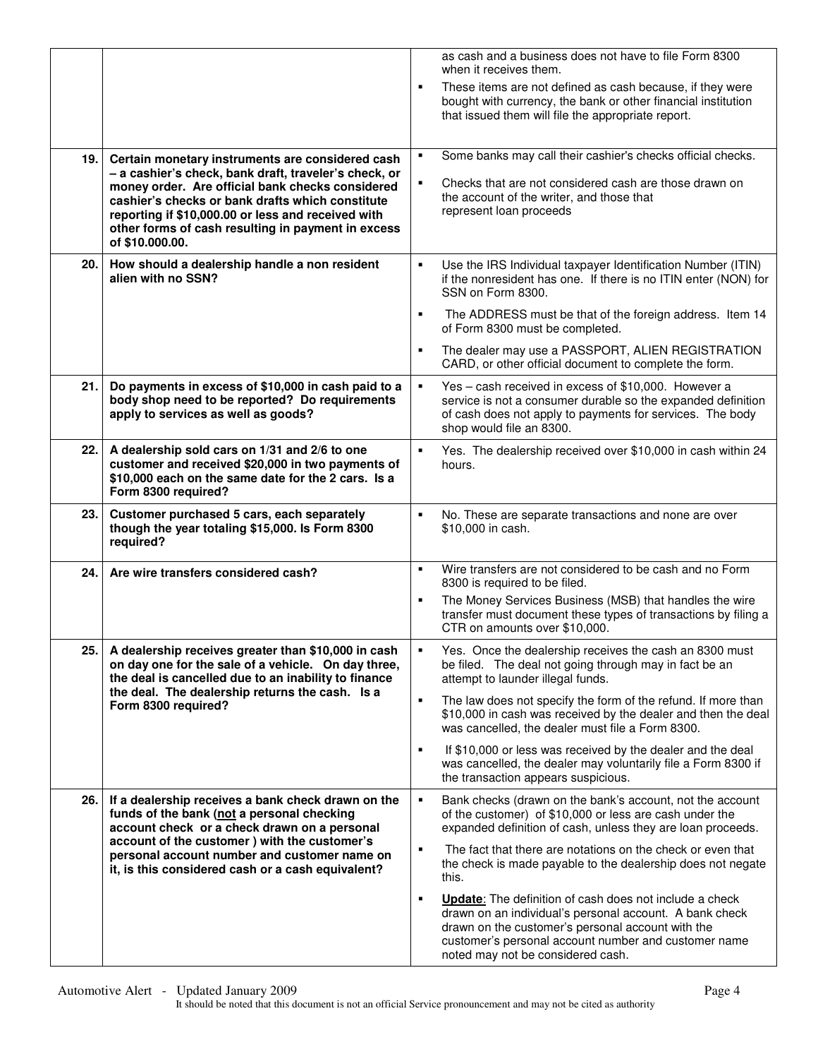| | | |
|---|---|---|
| | | ▪ as cash and a business does not have to file Form 8300 when it receives them.<br>▪ These items are not defined as cash because, if they were bought with currency, the bank or other financial institution that issued them will file the appropriate report. |
| **19.** | **Certain monetary instruments are considered cash – a cashier's check, bank draft, traveler's check, or money order. Are official bank checks considered cashier's checks or bank drafts which constitute reporting if $10,000.00 or less and received with other forms of cash resulting in payment in excess of $10.000.00.** | ▪ Some banks may call their cashier's checks official checks.<br>▪ Checks that are not considered cash are those drawn on the account of the writer, and those that represent loan proceeds |
| **20.** | **How should a dealership handle a non resident alien with no SSN?** | ▪ Use the IRS Individual taxpayer Identification Number (ITIN) if the nonresident has one. If there is no ITIN enter (NON) for SSN on Form 8300.<br>▪ The ADDRESS must be that of the foreign address. Item 14 of Form 8300 must be completed.<br>▪ The dealer may use a PASSPORT, ALIEN REGISTRATION CARD, or other official document to complete the form. |
| **21.** | **Do payments in excess of $10,000 in cash paid to a body shop need to be reported? Do requirements apply to services as well as goods?** | ▪ Yes – cash received in excess of $10,000. However a service is not a consumer durable so the expanded definition of cash does not apply to payments for services. The body shop would file an 8300. |
| **22.** | **A dealership sold cars on 1/31 and 2/6 to one customer and received $20,000 in two payments of $10,000 each on the same date for the 2 cars. Is a Form 8300 required?** | ▪ Yes. The dealership received over $10,000 in cash within 24 hours. |
| **23.** | **Customer purchased 5 cars, each separately though the year totaling $15,000. Is Form 8300 required?** | ▪ No. These are separate transactions and none are over $10,000 in cash. |
| **24.** | **Are wire transfers considered cash?** | ▪ Wire transfers are not considered to be cash and no Form 8300 is required to be filed.<br>▪ The Money Services Business (MSB) that handles the wire transfer must document these types of transactions by filing a CTR on amounts over $10,000. |
| **25.** | **A dealership receives greater than $10,000 in cash on day one for the sale of a vehicle. On day three, the deal is cancelled due to an inability to finance the deal. The dealership returns the cash. Is a Form 8300 required?** | ▪ Yes. Once the dealership receives the cash an 8300 must be filed. The deal not going through may in fact be an attempt to launder illegal funds.<br>▪ The law does not specify the form of the refund. If more than $10,000 in cash was received by the dealer and then the deal was cancelled, the dealer must file a Form 8300.<br>▪ If $10,000 or less was received by the dealer and the deal was cancelled, the dealer may voluntarily file a Form 8300 if the transaction appears suspicious. |
| **26.** | **If a dealership receives a bank check drawn on the funds of the bank (<u>not</u> a personal checking account check or a check drawn on a personal account of the customer ) with the customer's personal account number and customer name on it, is this considered cash or a cash equivalent?** | ▪ Bank checks (drawn on the bank's account, not the account of the customer) of $10,000 or less are cash under the expanded definition of cash, unless they are loan proceeds.<br>▪ The fact that there are notations on the check or even that the check is made payable to the dealership does not negate this.<br>▪ **<u>Update</u>**: The definition of cash does not include a check drawn on an individual's personal account. A bank check drawn on the customer's personal account with the customer's personal account number and customer name noted may not be considered cash. |

Automotive Alert - Updated January 2009

It should be noted that this document is not an official Service pronouncement and may not be cited as authority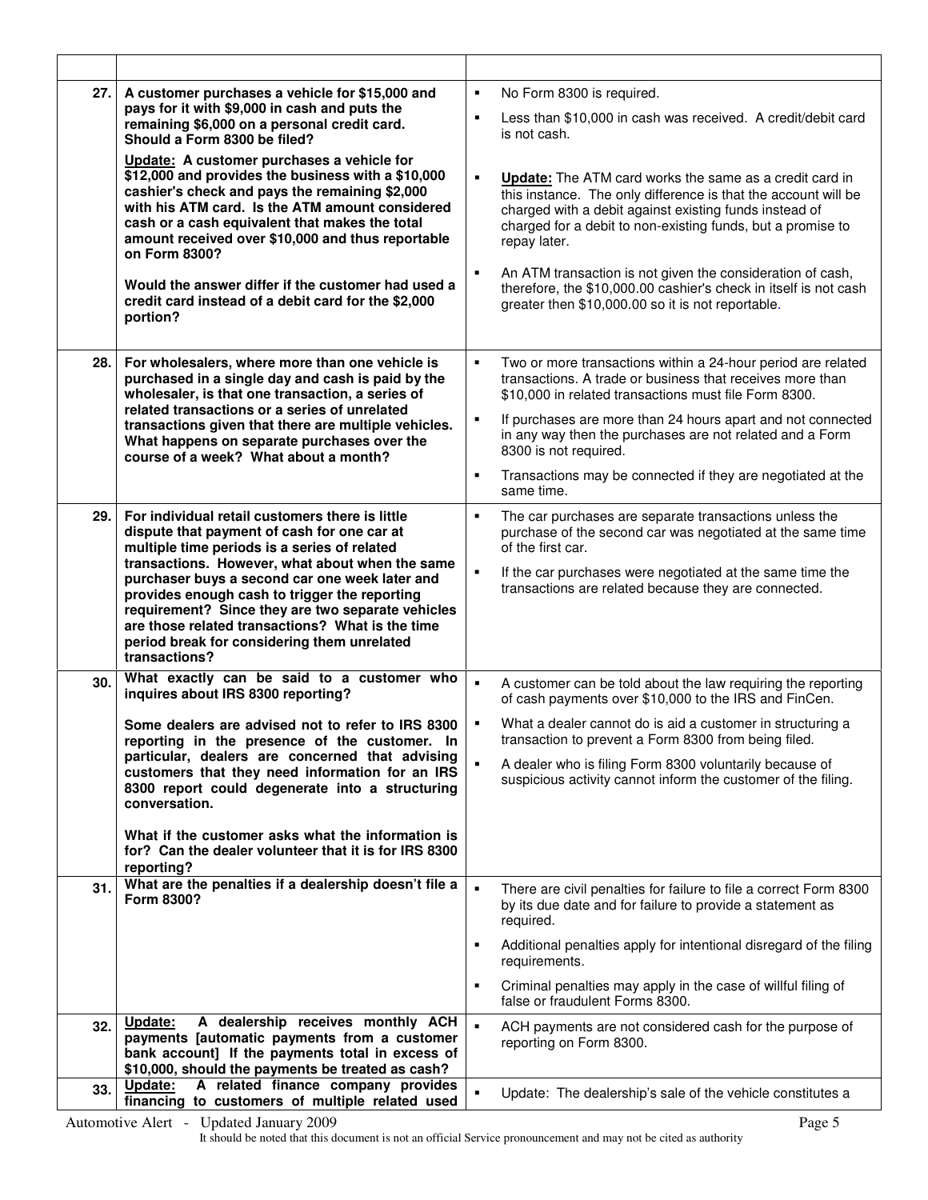| | | |
|---|---|---|
| **27.** | **A customer purchases a vehicle for $15,000 and pays for it with $9,000 in cash and puts the remaining $6,000 on a personal credit card. Should a Form 8300 be filed?**<br><br>**Update: A customer purchases a vehicle for $12,000 and provides the business with a $10,000 cashier's check and pays the remaining $2,000 with his ATM card. Is the ATM amount considered cash or a cash equivalent that makes the total amount received over $10,000 and thus reportable on Form 8300?**<br><br>**Would the answer differ if the customer had used a credit card instead of a debit card for the $2,000 portion?** | ▪ No Form 8300 is required.<br>▪ Less than $10,000 in cash was received. A credit/debit card is not cash.<br>▪ **Update:** The ATM card works the same as a credit card in this instance. The only difference is that the account will be charged with a debit against existing funds instead of charged for a debit to non-existing funds, but a promise to repay later.<br>▪ An ATM transaction is not given the consideration of cash, therefore, the $10,000.00 cashier's check in itself is not cash greater then $10,000.00 so it is not reportable. |
| **28.** | **For wholesalers, where more than one vehicle is purchased in a single day and cash is paid by the wholesaler, is that one transaction, a series of related transactions or a series of unrelated transactions given that there are multiple vehicles. What happens on separate purchases over the course of a week? What about a month?** | ▪ Two or more transactions within a 24-hour period are related transactions. A trade or business that receives more than $10,000 in related transactions must file Form 8300.<br>▪ If purchases are more than 24 hours apart and not connected in any way then the purchases are not related and a Form 8300 is not required.<br>▪ Transactions may be connected if they are negotiated at the same time. |
| **29.** | **For individual retail customers there is little dispute that payment of cash for one car at multiple time periods is a series of related transactions. However, what about when the same purchaser buys a second car one week later and provides enough cash to trigger the reporting requirement? Since they are two separate vehicles are those related transactions? What is the time period break for considering them unrelated transactions?** | ▪ The car purchases are separate transactions unless the purchase of the second car was negotiated at the same time of the first car.<br>▪ If the car purchases were negotiated at the same time the transactions are related because they are connected. |
| **30.** | **What exactly can be said to a customer who inquires about IRS 8300 reporting?**<br><br>**Some dealers are advised not to refer to IRS 8300 reporting in the presence of the customer. In particular, dealers are concerned that advising customers that they need information for an IRS 8300 report could degenerate into a structuring conversation.**<br><br>**What if the customer asks what the information is for? Can the dealer volunteer that it is for IRS 8300 reporting?** | ▪ A customer can be told about the law requiring the reporting of cash payments over $10,000 to the IRS and FinCen.<br>▪ What a dealer cannot do is aid a customer in structuring a transaction to prevent a Form 8300 from being filed.<br>▪ A dealer who is filing Form 8300 voluntarily because of suspicious activity cannot inform the customer of the filing. |
| **31.** | **What are the penalties if a dealership doesn't file a Form 8300?** | ▪ There are civil penalties for failure to file a correct Form 8300 by its due date and for failure to provide a statement as required.<br>▪ Additional penalties apply for intentional disregard of the filing requirements.<br>▪ Criminal penalties may apply in the case of willful filing of false or fraudulent Forms 8300. |
| **32.** | **Update: A dealership receives monthly ACH payments [automatic payments from a customer bank account] If the payments total in excess of $10,000, should the payments be treated as cash?** | ▪ ACH payments are not considered cash for the purpose of reporting on Form 8300. |
| **33.** | **Update: A related finance company provides financing to customers of multiple related used** | ▪ Update: The dealership's sale of the vehicle constitutes a |

Automotive Alert - Updated January 2009

It should be noted that this document is not an official Service pronouncement and may not be cited as authority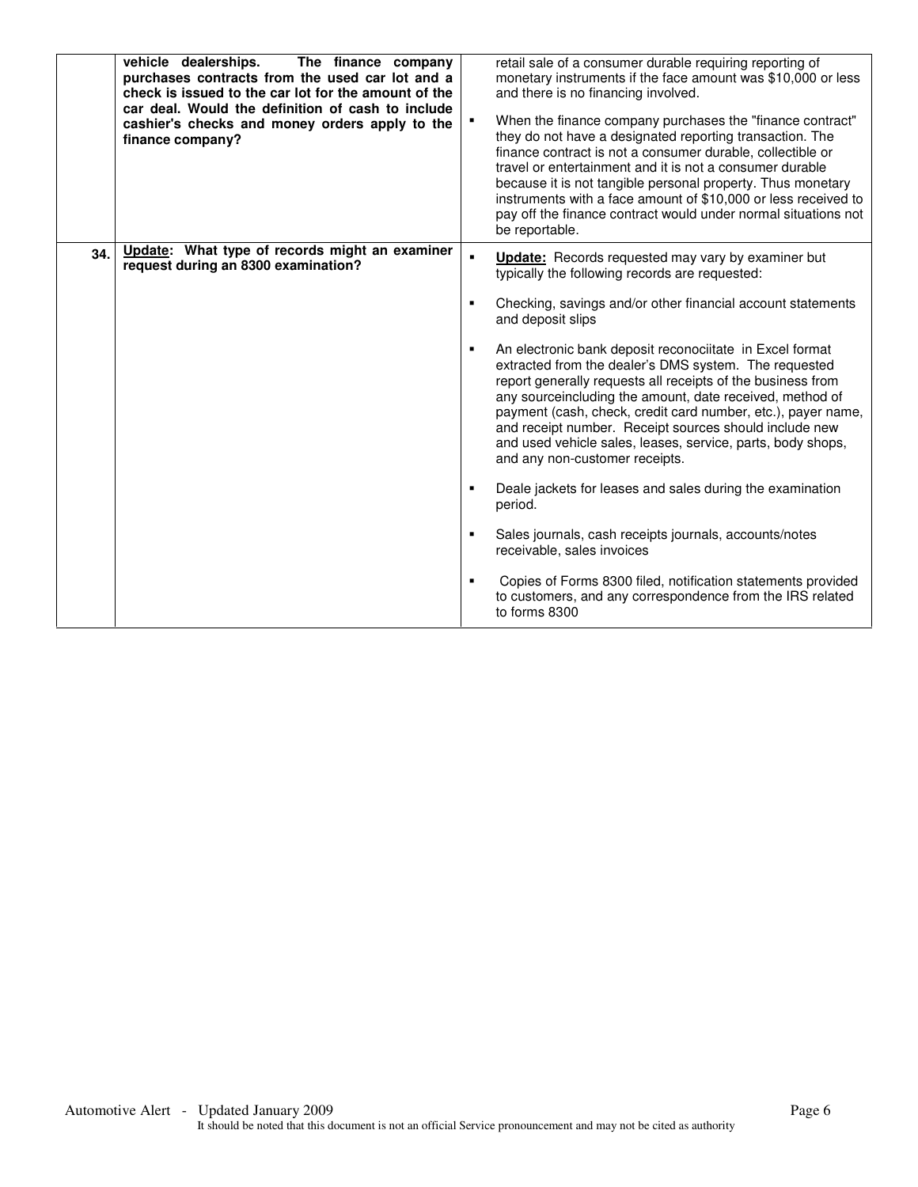| | | |
|---|---|---|
| | **vehicle dealerships. The finance company purchases contracts from the used car lot and a check is issued to the car lot for the amount of the car deal. Would the definition of cash to include cashier's checks and money orders apply to the finance company?** | retail sale of a consumer durable requiring reporting of monetary instruments if the face amount was $10,000 or less and there is no financing involved.<br><br>▪ When the finance company purchases the "finance contract" they do not have a designated reporting transaction. The finance contract is not a consumer durable, collectible or travel or entertainment and it is not a consumer durable because it is not tangible personal property. Thus monetary instruments with a face amount of $10,000 or less received to pay off the finance contract would under normal situations not be reportable. |
| **34.** | **<u>Update</u>: What type of records might an examiner request during an 8300 examination?** | ▪ **<u>Update:</u>** Records requested may vary by examiner but typically the following records are requested:<br><br>▪ Checking, savings and/or other financial account statements and deposit slips<br><br>▪ An electronic bank deposit reconociitate in Excel format extracted from the dealer's DMS system. The requested report generally requests all receipts of the business from any sourceincluding the amount, date received, method of payment (cash, check, credit card number, etc.), payer name, and receipt number. Receipt sources should include new and used vehicle sales, leases, service, parts, body shops, and any non-customer receipts.<br><br>▪ Deale jackets for leases and sales during the examination period.<br><br>▪ Sales journals, cash receipts journals, accounts/notes receivable, sales invoices<br><br>▪ Copies of Forms 8300 filed, notification statements provided to customers, and any correspondence from the IRS related to forms 8300 |

Automotive Alert - Updated January 2009

It should be noted that this document is not an official Service pronouncement and may not be cited as authority